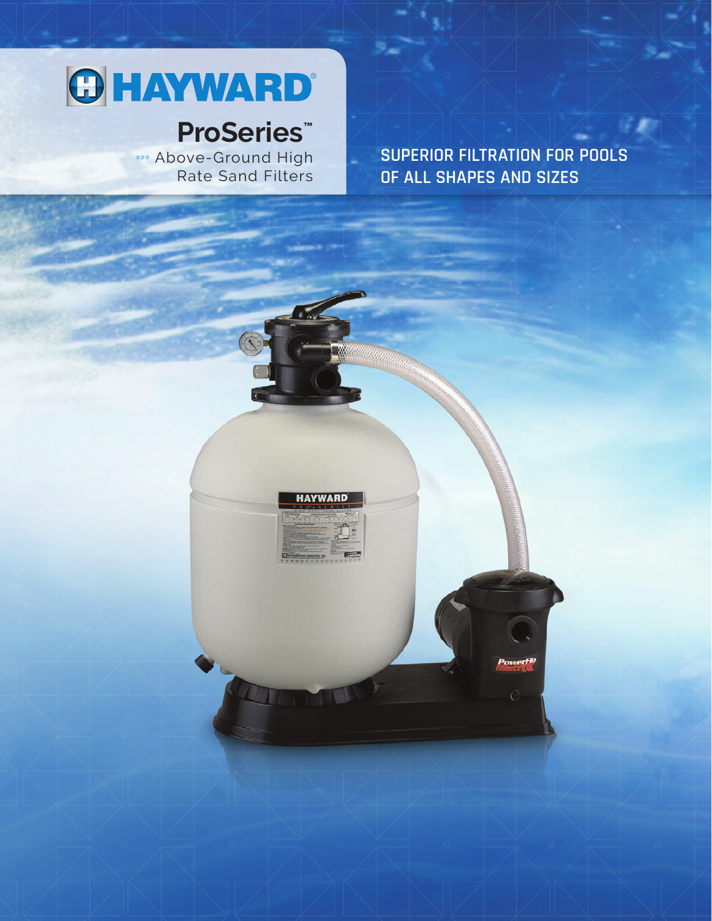# HAYWARD®

## ProSeries™

»»» Above-Ground High Rate Sand Filters

**SUPERIOR FILTRATION FOR POOLS OF ALL SHAPES AND SIZES**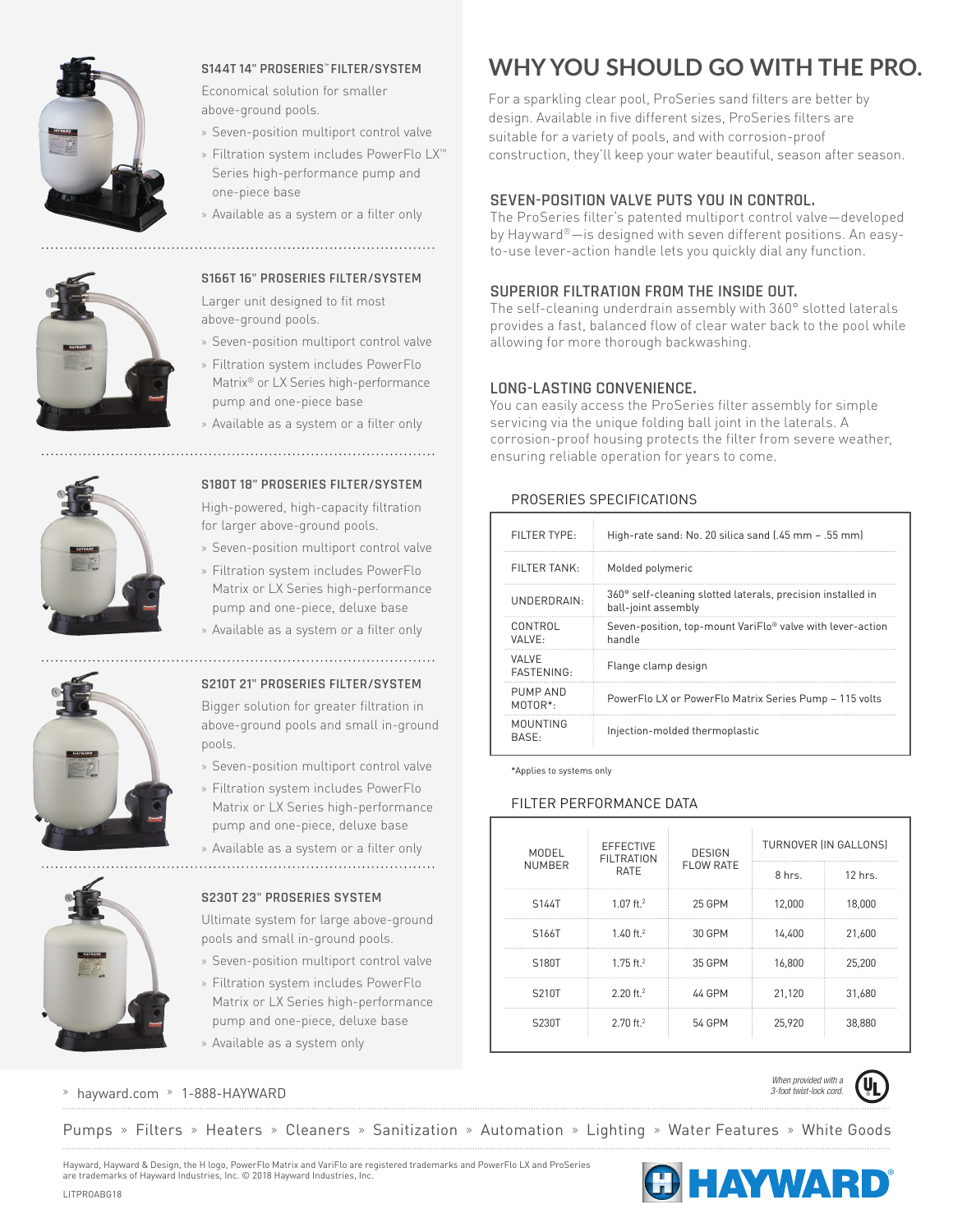### S144T 14" PROSERIES™ FILTER/SYSTEM

Economical solution for smaller above-ground pools.

- Seven-position multiport control valve
- Filtration system includes PowerFlo LX™ Series high-performance pump and one-piece base
- Available as a system or a filter only

### S166T 16" PROSERIES FILTER/SYSTEM

Larger unit designed to fit most above-ground pools.

- Seven-position multiport control valve
- Filtration system includes PowerFlo Matrix® or LX Series high-performance pump and one-piece base
- Available as a system or a filter only

### S180T 18" PROSERIES FILTER/SYSTEM

High-powered, high-capacity filtration for larger above-ground pools.

- Seven-position multiport control valve
- Filtration system includes PowerFlo Matrix or LX Series high-performance pump and one-piece, deluxe base
- Available as a system or a filter only

### S210T 21" PROSERIES FILTER/SYSTEM

Bigger solution for greater filtration in above-ground pools and small in-ground pools.

- Seven-position multiport control valve
- Filtration system includes PowerFlo Matrix or LX Series high-performance pump and one-piece, deluxe base
- Available as a system or a filter only

### S230T 23" PROSERIES SYSTEM

Ultimate system for large above-ground pools and small in-ground pools.

- Seven-position multiport control valve
- Filtration system includes PowerFlo Matrix or LX Series high-performance pump and one-piece, deluxe base
- Available as a system only

# WHY YOU SHOULD GO WITH THE PRO.

For a sparkling clear pool, ProSeries sand filters are better by design. Available in five different sizes, ProSeries filters are suitable for a variety of pools, and with corrosion-proof construction, they'll keep your water beautiful, season after season.

## SEVEN-POSITION VALVE PUTS YOU IN CONTROL.

The ProSeries filter's patented multiport control valve—developed by Hayward®—is designed with seven different positions. An easy-to-use lever-action handle lets you quickly dial any function.

## SUPERIOR FILTRATION FROM THE INSIDE OUT.

The self-cleaning underdrain assembly with 360° slotted laterals provides a fast, balanced flow of clear water back to the pool while allowing for more thorough backwashing.

## LONG-LASTING CONVENIENCE.

You can easily access the ProSeries filter assembly for simple servicing via the unique folding ball joint in the laterals. A corrosion-proof housing protects the filter from severe weather, ensuring reliable operation for years to come.

### PROSERIES SPECIFICATIONS

| | |
|---|---|
| FILTER TYPE: | High-rate sand: No. 20 silica sand (.45 mm – .55 mm) |
| FILTER TANK: | Molded polymeric |
| UNDERDRAIN: | 360° self-cleaning slotted laterals, precision installed in ball-joint assembly |
| CONTROL VALVE: | Seven-position, top-mount VariFlo® valve with lever-action handle |
| VALVE FASTENING: | Flange clamp design |
| PUMP AND MOTOR*: | PowerFlo LX or PowerFlo Matrix Series Pump – 115 volts |
| MOUNTING BASE: | Injection-molded thermoplastic |

*Applies to systems only

### FILTER PERFORMANCE DATA

| MODEL NUMBER | EFFECTIVE FILTRATION RATE | DESIGN FLOW RATE | TURNOVER (IN GALLONS) | |
|---|---|---|---|---|
| | | | 8 hrs. | 12 hrs. |
| S144T | 1.07 $ft.^2$ | 25 GPM | 12,000 | 18,000 |
| S166T | 1.40 $ft.^2$ | 30 GPM | 14,400 | 21,600 |
| S180T | 1.75 $ft.^2$ | 35 GPM | 16,800 | 25,200 |
| S210T | 2.20 $ft.^2$ | 44 GPM | 21,120 | 31,680 |
| S230T | 2.70 $ft.^2$ | 54 GPM | 25,920 | 38,880 |

» hayward.com » 1-888-HAYWARD

*When provided with a 3-foot twist-lock cord.*

Pumps » Filters » Heaters » Cleaners » Sanitization » Automation » Lighting » Water Features » White Goods

Hayward, Hayward & Design, the H logo, PowerFlo Matrix and VariFlo are registered trademarks and PowerFlo LX and ProSeries are trademarks of Hayward Industries, Inc. © 2018 Hayward Industries, Inc.

LITPROABG18

HAYWARD®